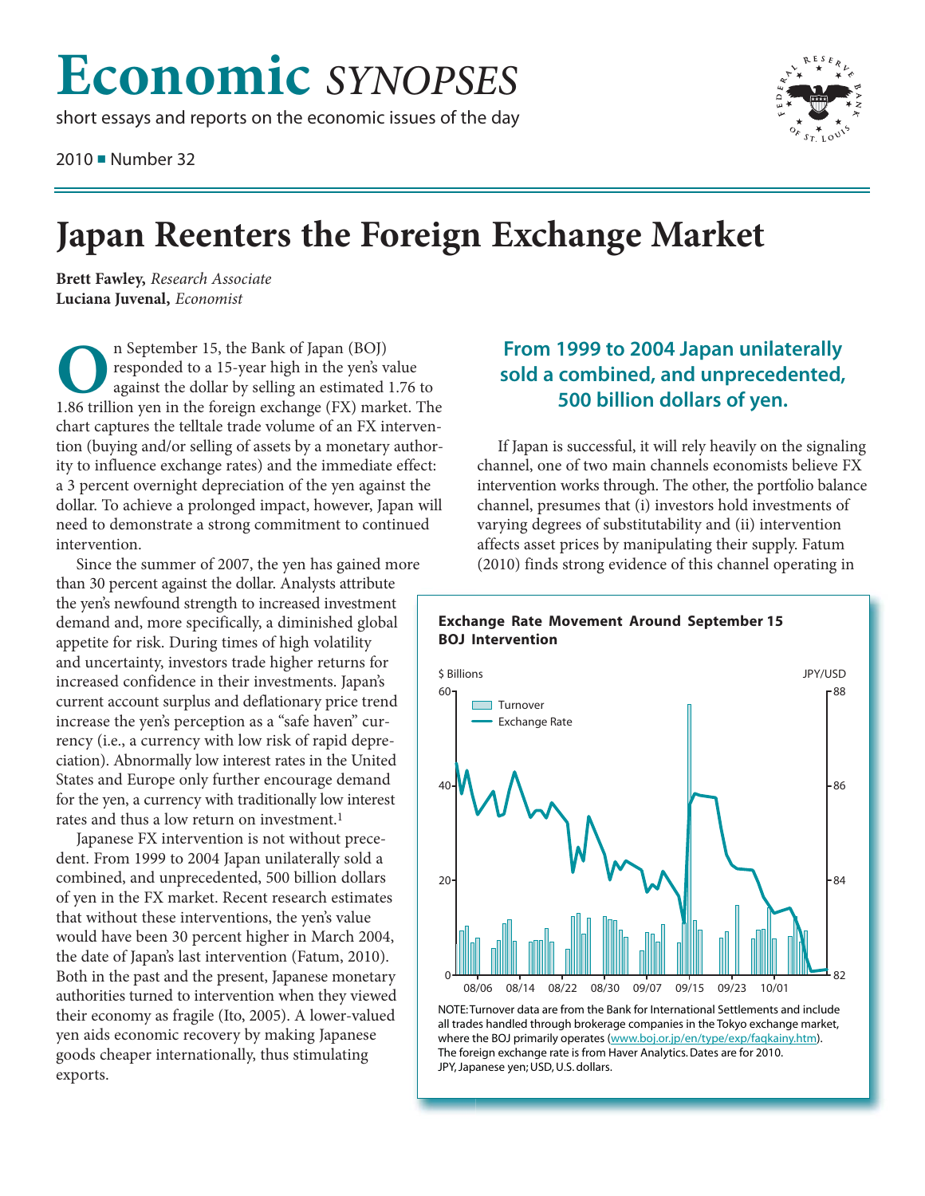# Economic *SYNOPSES*

short essays and reports on the economic issues of the day

2010 ■ Number 32

# Japan Reenters the Foreign Exchange Market

**Brett Fawley,** *Research Associate*
**Luciana Juvenal,** *Economist*

On September 15, the Bank of Japan (BOJ) responded to a 15-year high in the yen's value against the dollar by selling an estimated 1.76 to 1.86 trillion yen in the foreign exchange (FX) market. The chart captures the telltale trade volume of an FX intervention (buying and/or selling of assets by a monetary authority to influence exchange rates) and the immediate effect: a 3 percent overnight depreciation of the yen against the dollar. To achieve a prolonged impact, however, Japan will need to demonstrate a strong commitment to continued intervention.

Since the summer of 2007, the yen has gained more than 30 percent against the dollar. Analysts attribute the yen's newfound strength to increased investment demand and, more specifically, a diminished global appetite for risk. During times of high volatility and uncertainty, investors trade higher returns for increased confidence in their investments. Japan's current account surplus and deflationary price trend increase the yen's perception as a "safe haven" currency (i.e., a currency with low risk of rapid depreciation). Abnormally low interest rates in the United States and Europe only further encourage demand for the yen, a currency with traditionally low interest rates and thus a low return on investment.[1]

Japanese FX intervention is not without precedent. From 1999 to 2004 Japan unilaterally sold a combined, and unprecedented, 500 billion dollars of yen in the FX market. Recent research estimates that without these interventions, the yen's value would have been 30 percent higher in March 2004, the date of Japan's last intervention (Fatum, 2010). Both in the past and the present, Japanese monetary authorities turned to intervention when they viewed their economy as fragile (Ito, 2005). A lower-valued yen aids economic recovery by making Japanese goods cheaper internationally, thus stimulating exports.

**From 1999 to 2004 Japan unilaterally sold a combined, and unprecedented, 500 billion dollars of yen.**

If Japan is successful, it will rely heavily on the signaling channel, one of two main channels economists believe FX intervention works through. The other, the portfolio balance channel, presumes that (i) investors hold investments of varying degrees of substitutability and (ii) intervention affects asset prices by manipulating their supply. Fatum (2010) finds strong evidence of this channel operating in

**Exchange Rate Movement Around September 15 BOJ Intervention**

$ Billions
JPY/USD
60
40
20
0
88
86
84
82
Turnover
Exchange Rate
08/06 08/14 08/22 08/30 09/07 09/15 09/23 10/01

NOTE: Turnover data are from the Bank for International Settlements and include all trades handled through brokerage companies in the Tokyo exchange market, where the BOJ primarily operates (www.boj.or.jp/en/type/exp/faqkainy.htm). The foreign exchange rate is from Haver Analytics. Dates are for 2010. JPY, Japanese yen; USD, U.S. dollars.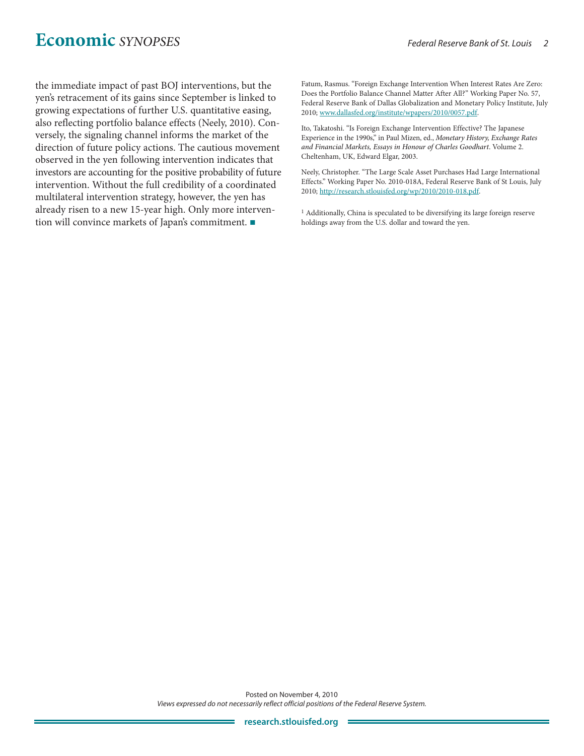the immediate impact of past BOJ interventions, but the yen's retracement of its gains since September is linked to growing expectations of further U.S. quantitative easing, also reflecting portfolio balance effects (Neely, 2010). Conversely, the signaling channel informs the market of the direction of future policy actions. The cautious movement observed in the yen following intervention indicates that investors are accounting for the positive probability of future intervention. Without the full credibility of a coordinated multilateral intervention strategy, however, the yen has already risen to a new 15-year high. Only more intervention will convince markets of Japan's commitment. ■

Fatum, Rasmus. "Foreign Exchange Intervention When Interest Rates Are Zero: Does the Portfolio Balance Channel Matter After All?" Working Paper No. 57, Federal Reserve Bank of Dallas Globalization and Monetary Policy Institute, July 2010; www.dallasfed.org/institute/wpapers/2010/0057.pdf.

Ito, Takatoshi. "Is Foreign Exchange Intervention Effective? The Japanese Experience in the 1990s," in Paul Mizen, ed., *Monetary History, Exchange Rates and Financial Markets, Essays in Honour of Charles Goodhart*. Volume 2. Cheltenham, UK, Edward Elgar, 2003.

Neely, Christopher. "The Large Scale Asset Purchases Had Large International Effects." Working Paper No. 2010-018A, Federal Reserve Bank of St Louis, July 2010; http://research.stlouisfed.org/wp/2010/2010-018.pdf.

[1] Additionally, China is speculated to be diversifying its large foreign reserve holdings away from the U.S. dollar and toward the yen.

Posted on November 4, 2010

*Views expressed do not necessarily reflect official positions of the Federal Reserve System.*